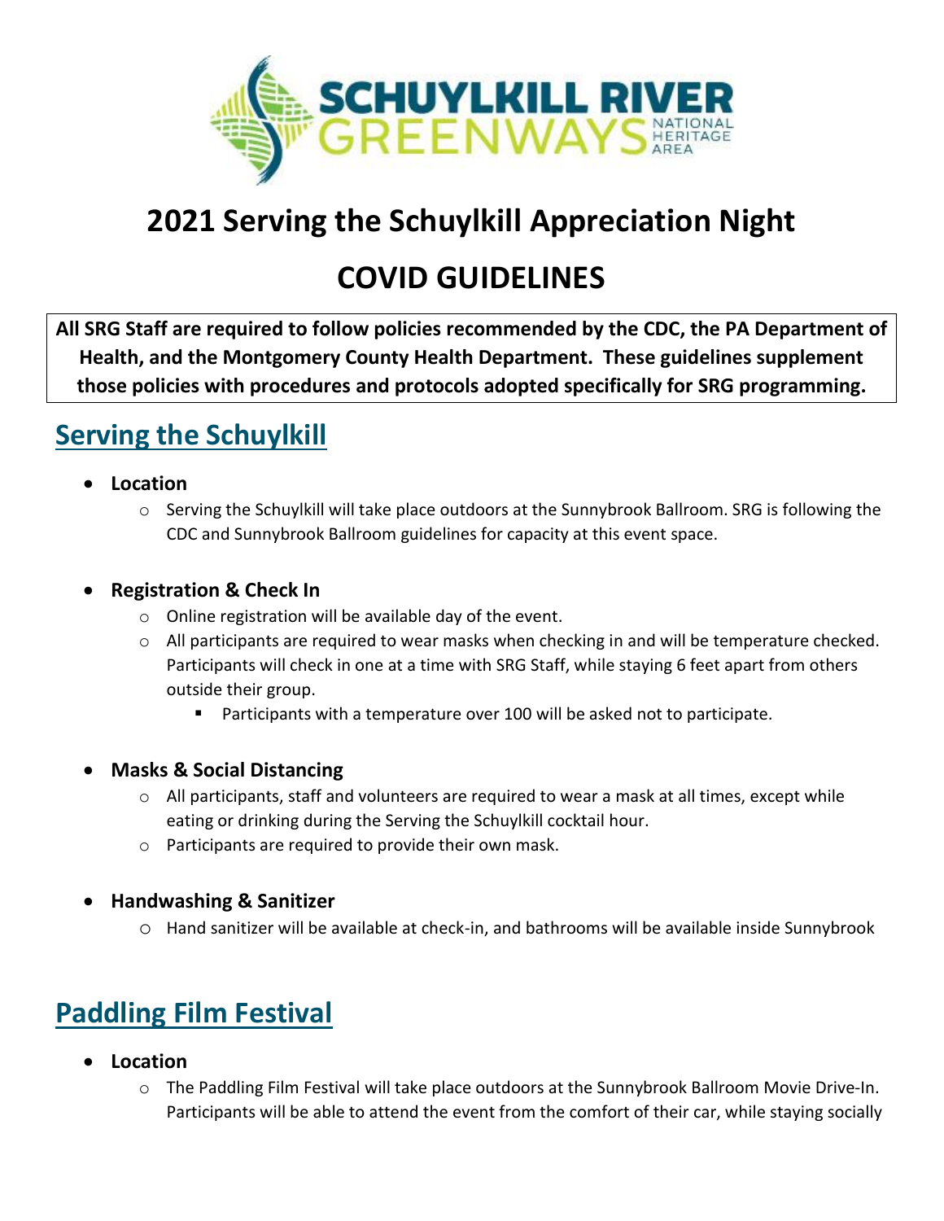# 2021 Serving the Schuylkill Appreciation Night

# COVID GUIDELINES

**All SRG Staff are required to follow policies recommended by the CDC, the PA Department of Health, and the Montgomery County Health Department. These guidelines supplement those policies with procedures and protocols adopted specifically for SRG programming.**

## Serving the Schuylkill

- **Location**
  - Serving the Schuylkill will take place outdoors at the Sunnybrook Ballroom. SRG is following the CDC and Sunnybrook Ballroom guidelines for capacity at this event space.

- **Registration & Check In**
  - Online registration will be available day of the event.
  - All participants are required to wear masks when checking in and will be temperature checked. Participants will check in one at a time with SRG Staff, while staying 6 feet apart from others outside their group.
    - Participants with a temperature over 100 will be asked not to participate.

- **Masks & Social Distancing**
  - All participants, staff and volunteers are required to wear a mask at all times, except while eating or drinking during the Serving the Schuylkill cocktail hour.
  - Participants are required to provide their own mask.

- **Handwashing & Sanitizer**
  - Hand sanitizer will be available at check-in, and bathrooms will be available inside Sunnybrook

## Paddling Film Festival

- **Location**
  - The Paddling Film Festival will take place outdoors at the Sunnybrook Ballroom Movie Drive-In. Participants will be able to attend the event from the comfort of their car, while staying socially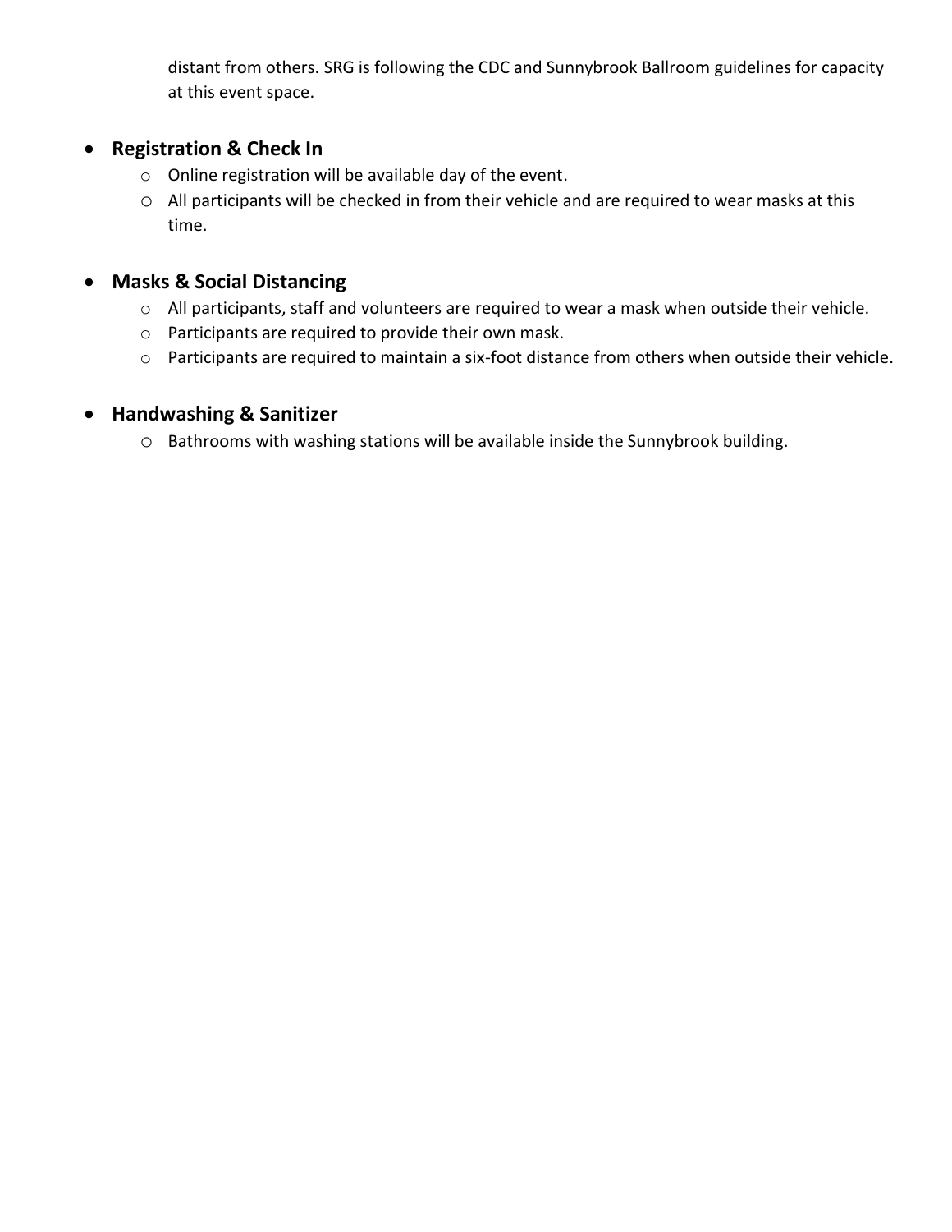distant from others. SRG is following the CDC and Sunnybrook Ballroom guidelines for capacity at this event space.

- **Registration & Check In**
  - Online registration will be available day of the event.
  - All participants will be checked in from their vehicle and are required to wear masks at this time.

- **Masks & Social Distancing**
  - All participants, staff and volunteers are required to wear a mask when outside their vehicle.
  - Participants are required to provide their own mask.
  - Participants are required to maintain a six-foot distance from others when outside their vehicle.

- **Handwashing & Sanitizer**
  - Bathrooms with washing stations will be available inside the Sunnybrook building.